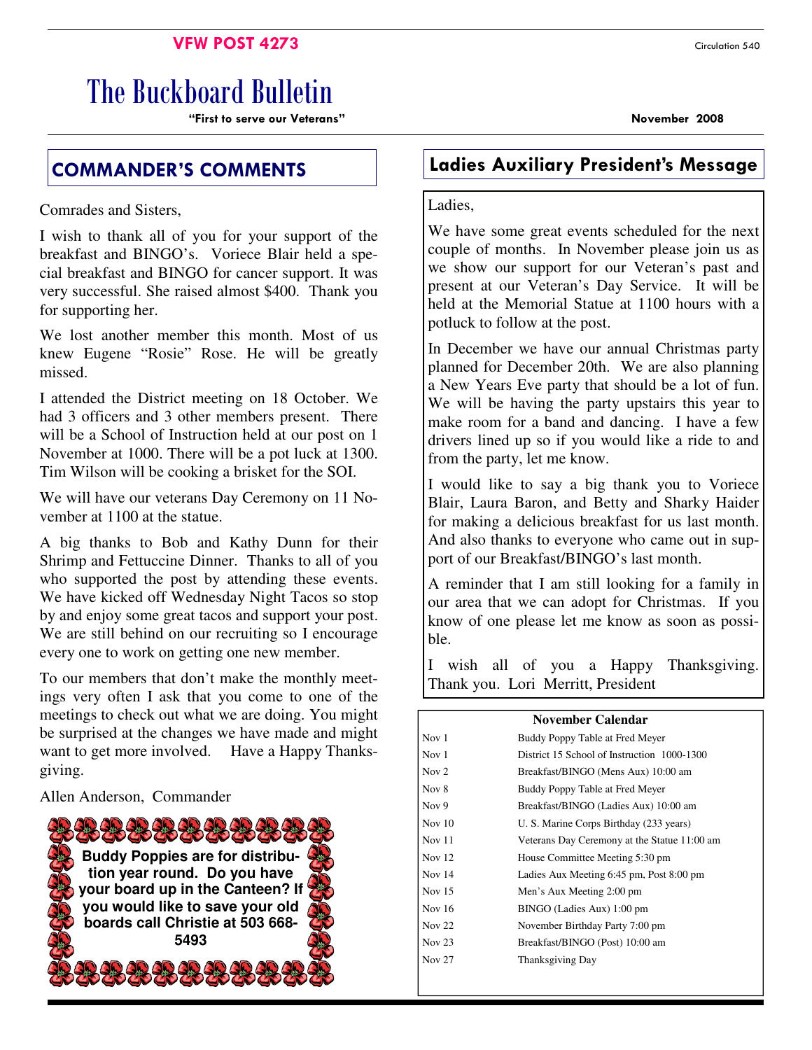**VFW POST 4273**

Circulation 540

# The Buckboard Bulletin

**"First to serve our Veterans"**

**November 2008**

## COMMANDER'S COMMENTS

Comrades and Sisters,

I wish to thank all of you for your support of the breakfast and BINGO's. Voriece Blair held a special breakfast and BINGO for cancer support. It was very successful. She raised almost $400. Thank you for supporting her.

We lost another member this month. Most of us knew Eugene "Rosie" Rose. He will be greatly missed.

I attended the District meeting on 18 October. We had 3 officers and 3 other members present. There will be a School of Instruction held at our post on 1 November at 1000. There will be a pot luck at 1300. Tim Wilson will be cooking a brisket for the SOI.

We will have our veterans Day Ceremony on 11 November at 1100 at the statue.

A big thanks to Bob and Kathy Dunn for their Shrimp and Fettuccine Dinner. Thanks to all of you who supported the post by attending these events. We have kicked off Wednesday Night Tacos so stop by and enjoy some great tacos and support your post. We are still behind on our recruiting so I encourage every one to work on getting one new member.

To our members that don't make the monthly meetings very often I ask that you come to one of the meetings to check out what we are doing. You might be surprised at the changes we have made and might want to get more involved. Have a Happy Thanksgiving.

Allen Anderson, Commander

**Buddy Poppies are for distribution year round. Do you have your board up in the Canteen? If you would like to save your old boards call Christie at 503 668-5493**

## Ladies Auxiliary President's Message

Ladies,

We have some great events scheduled for the next couple of months. In November please join us as we show our support for our Veteran's past and present at our Veteran's Day Service. It will be held at the Memorial Statue at 1100 hours with a potluck to follow at the post.

In December we have our annual Christmas party planned for December 20th. We are also planning a New Years Eve party that should be a lot of fun. We will be having the party upstairs this year to make room for a band and dancing. I have a few drivers lined up so if you would like a ride to and from the party, let me know.

I would like to say a big thank you to Voriece Blair, Laura Baron, and Betty and Sharky Haider for making a delicious breakfast for us last month. And also thanks to everyone who came out in support of our Breakfast/BINGO's last month.

A reminder that I am still looking for a family in our area that we can adopt for Christmas. If you know of one please let me know as soon as possible.

I wish all of you a Happy Thanksgiving. Thank you. Lori Merritt, President

**November Calendar**

| Date | Event |
|---|---|
| Nov 1 | Buddy Poppy Table at Fred Meyer |
| Nov 1 | District 15 School of Instruction 1000-1300 |
| Nov 2 | Breakfast/BINGO (Mens Aux) 10:00 am |
| Nov 8 | Buddy Poppy Table at Fred Meyer |
| Nov 9 | Breakfast/BINGO (Ladies Aux) 10:00 am |
| Nov 10 | U. S. Marine Corps Birthday (233 years) |
| Nov 11 | Veterans Day Ceremony at the Statue 11:00 am |
| Nov 12 | House Committee Meeting 5:30 pm |
| Nov 14 | Ladies Aux Meeting 6:45 pm, Post 8:00 pm |
| Nov 15 | Men's Aux Meeting 2:00 pm |
| Nov 16 | BINGO (Ladies Aux) 1:00 pm |
| Nov 22 | November Birthday Party 7:00 pm |
| Nov 23 | Breakfast/BINGO (Post) 10:00 am |
| Nov 27 | Thanksgiving Day |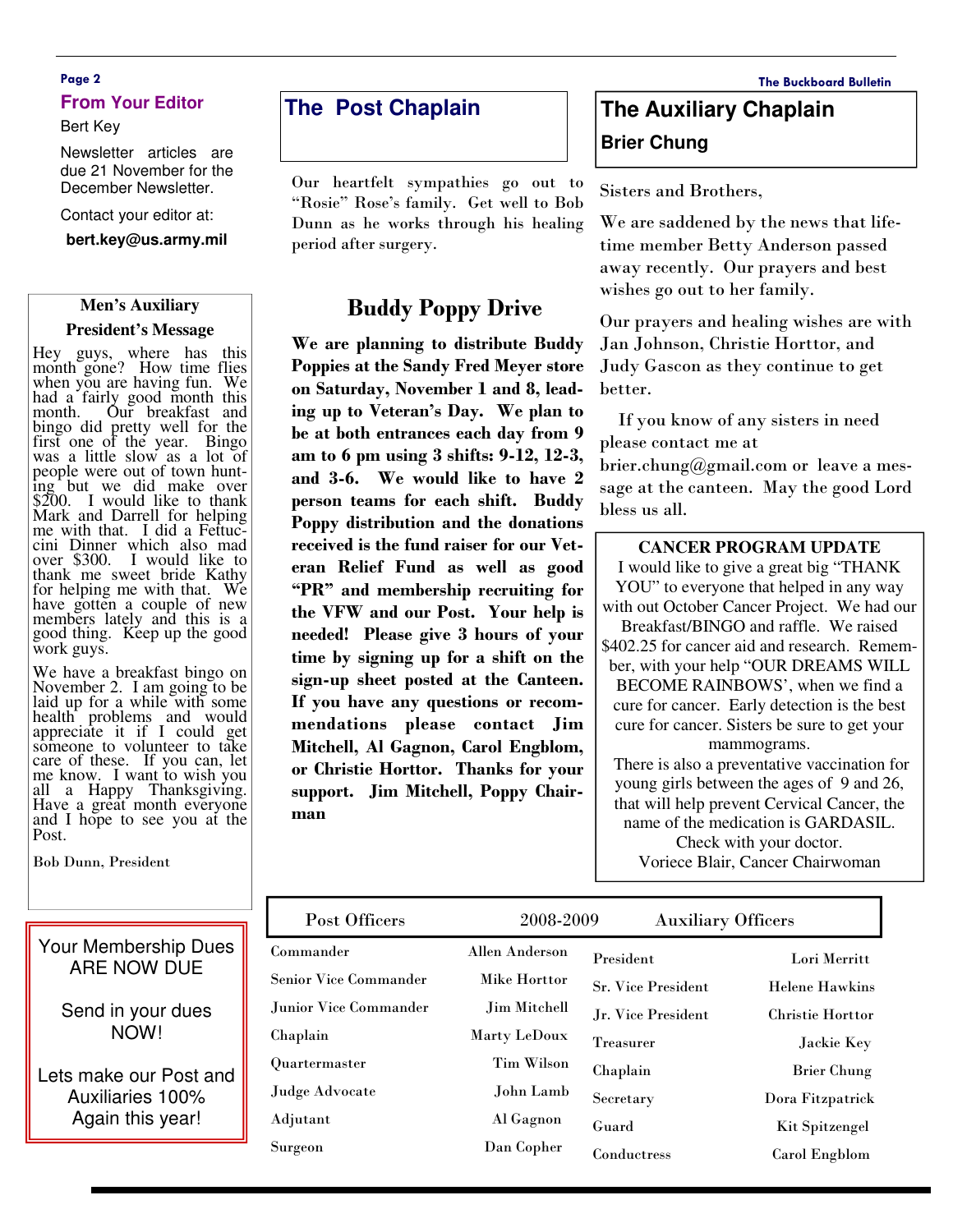## From Your Editor

Bert Key

Newsletter articles are due 21 November for the December Newsletter.

Contact your editor at:

**bert.key@us.army.mil**

### Men's Auxiliary President's Message

Hey guys, where has this month gone? How time flies when you are having fun. We had a fairly good month this month. Our breakfast and bingo did pretty well for the first one of the year. Bingo was a little slow as a lot of people were out of town hunting but we did make over $200. I would like to thank Mark and Darrell for helping me with that. I did a Fettuccini Dinner which also mad over $300. I would like to thank me sweet bride Kathy for helping me with that. We have gotten a couple of new members lately and this is a good thing. Keep up the good work guys.

We have a breakfast bingo on November 2. I am going to be laid up for a while with some health problems and would appreciate it if I could get someone to volunteer to take care of these. If you can, let me know. I want to wish you all a Happy Thanksgiving. Have a great month everyone and I hope to see you at the Post.

Bob Dunn, President

Your Membership Dues ARE NOW DUE

Send in your dues NOW!

Lets make our Post and Auxiliaries 100% Again this year!

## The Post Chaplain

Our heartfelt sympathies go out to "Rosie" Rose's family. Get well to Bob Dunn as he works through his healing period after surgery.

## Buddy Poppy Drive

**We are planning to distribute Buddy Poppies at the Sandy Fred Meyer store on Saturday, November 1 and 8, leading up to Veteran's Day. We plan to be at both entrances each day from 9 am to 6 pm using 3 shifts: 9-12, 12-3, and 3-6. We would like to have 2 person teams for each shift. Buddy Poppy distribution and the donations received is the fund raiser for our Veteran Relief Fund as well as good "PR" and membership recruiting for the VFW and our Post. Your help is needed! Please give 3 hours of your time by signing up for a shift on the sign-up sheet posted at the Canteen. If you have any questions or recommendations please contact Jim Mitchell, Al Gagnon, Carol Engblom, or Christie Horttor. Thanks for your support. Jim Mitchell, Poppy Chairman**

## The Auxiliary Chaplain

### Brier Chung

Sisters and Brothers,

We are saddened by the news that lifetime member Betty Anderson passed away recently. Our prayers and best wishes go out to her family.

Our prayers and healing wishes are with Jan Johnson, Christie Horttor, and Judy Gascon as they continue to get better.

If you know of any sisters in need please contact me at brier.chung@gmail.com or leave a message at the canteen. May the good Lord bless us all.

### CANCER PROGRAM UPDATE

I would like to give a great big "THANK YOU" to everyone that helped in any way with out October Cancer Project. We had our Breakfast/BINGO and raffle. We raised $402.25 for cancer aid and research. Remember, with your help "OUR DREAMS WILL BECOME RAINBOWS', when we find a cure for cancer. Early detection is the best cure for cancer. Sisters be sure to get your mammograms.

There is also a preventative vaccination for young girls between the ages of 9 and 26, that will help prevent Cervical Cancer, the name of the medication is GARDASIL. Check with your doctor.

Voriece Blair, Cancer Chairwoman

### Post Officers 2008-2009 Auxiliary Officers

| Post Officers | | Auxiliary Officers | |
|---|---|---|---|
| Commander | Allen Anderson | President | Lori Merritt |
| Senior Vice Commander | Mike Horttor | Sr. Vice President | Helene Hawkins |
| Junior Vice Commander | Jim Mitchell | Jr. Vice President | Christie Horttor |
| Chaplain | Marty LeDoux | Treasurer | Jackie Key |
| Quartermaster | Tim Wilson | Chaplain | Brier Chung |
| Judge Advocate | John Lamb | Secretary | Dora Fitzpatrick |
| Adjutant | Al Gagnon | Guard | Kit Spitzengel |
| Surgeon | Dan Copher | Conductress | Carol Engblom |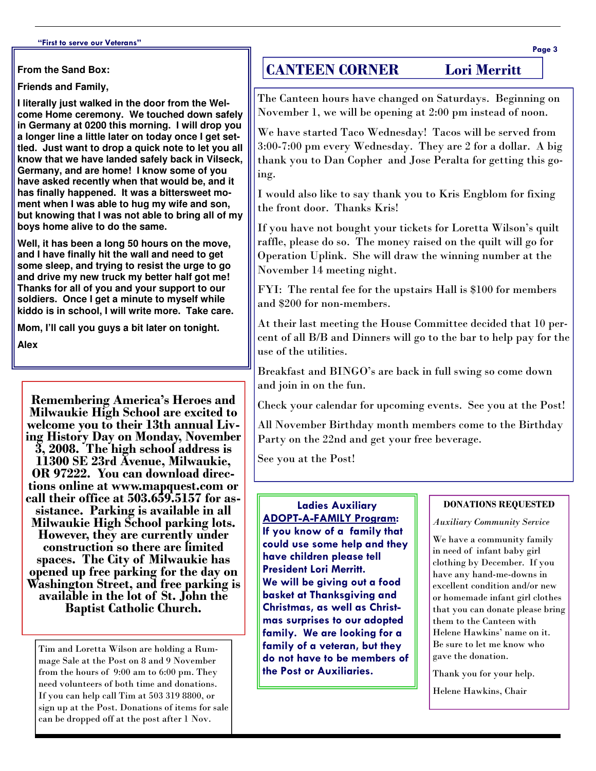**From the Sand Box:**

**Friends and Family,**

**I literally just walked in the door from the Welcome Home ceremony. We touched down safely in Germany at 0200 this morning. I will drop you a longer line a little later on today once I get settled. Just want to drop a quick note to let you all know that we have landed safely back in Vilseck, Germany, and are home! I know some of you have asked recently when that would be, and it has finally happened. It was a bittersweet moment when I was able to hug my wife and son, but knowing that I was not able to bring all of my boys home alive to do the same.**

**Well, it has been a long 50 hours on the move, and I have finally hit the wall and need to get some sleep, and trying to resist the urge to go and drive my new truck my better half got me! Thanks for all of you and your support to our soldiers. Once I get a minute to myself while kiddo is in school, I will write more. Take care.**

**Mom, I'll call you guys a bit later on tonight.**

**Alex**

**Remembering America's Heroes and Milwaukie High School are excited to welcome you to their 13th annual Living History Day on Monday, November 3, 2008. The high school address is 11300 SE 23rd Avenue, Milwaukie, OR 97222. You can download directions online at www.mapquest.com or call their office at 503.659.5157 for assistance. Parking is available in all Milwaukie High School parking lots. However, they are currently under construction so there are limited spaces. The City of Milwaukie has opened up free parking for the day on Washington Street, and free parking is available in the lot of St. John the Baptist Catholic Church.**

Tim and Loretta Wilson are holding a Rummage Sale at the Post on 8 and 9 November from the hours of 9:00 am to 6:00 pm. They need volunteers of both time and donations. If you can help call Tim at 503 319 8800, or sign up at the Post. Donations of items for sale can be dropped off at the post after 1 Nov.

## CANTEEN CORNER — Lori Merritt

The Canteen hours have changed on Saturdays. Beginning on November 1, we will be opening at 2:00 pm instead of noon.

We have started Taco Wednesday! Tacos will be served from 3:00-7:00 pm every Wednesday. They are 2 for a dollar. A big thank you to Dan Copher and Jose Peralta for getting this going.

I would also like to say thank you to Kris Engblom for fixing the front door. Thanks Kris!

If you have not bought your tickets for Loretta Wilson's quilt raffle, please do so. The money raised on the quilt will go for Operation Uplink. She will draw the winning number at the November 14 meeting night.

FYI: The rental fee for the upstairs Hall is $100 for members and $200 for non-members.

At their last meeting the House Committee decided that 10 percent of all B/B and Dinners will go to the bar to help pay for the use of the utilities.

Breakfast and BINGO's are back in full swing so come down and join in on the fun.

Check your calendar for upcoming events. See you at the Post!

All November Birthday month members come to the Birthday Party on the 22nd and get your free beverage.

See you at the Post!

**Ladies Auxiliary**
**ADOPT-A-FAMILY Program:**
**If you know of a family that could use some help and they have children please tell President Lori Merritt.**
**We will be giving out a food basket at Thanksgiving and Christmas, as well as Christmas surprises to our adopted family. We are looking for a family of a veteran, but they do not have to be members of the Post or Auxiliaries.**

**DONATIONS REQUESTED**

*Auxiliary Community Service*

We have a community family in need of infant baby girl clothing by December. If you have any hand-me-downs in excellent condition and/or new or homemade infant girl clothes that you can donate please bring them to the Canteen with Helene Hawkins' name on it. Be sure to let me know who gave the donation.

Thank you for your help.

Helene Hawkins, Chair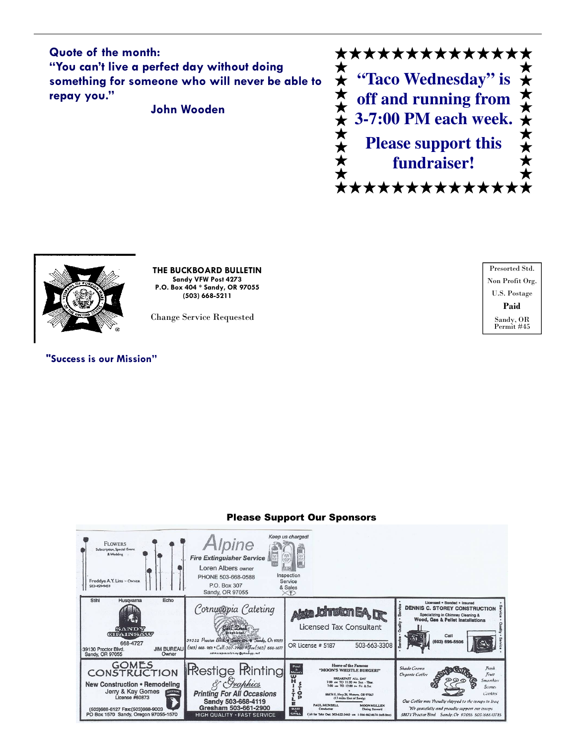**Quote of the month:**

**"You can't live a perfect day without doing something for someone who will never be able to repay you."**

**John Wooden**

**"Taco Wednesday" is off and running from 3-7:00 PM each week.**

**Please support this fundraiser!**

**THE BUCKBOARD BULLETIN**
**Sandy VFW Post 4273**
**P.O. Box 404 * Sandy, OR 97055**
**(503) 668-5211**

Change Service Requested

Presorted Std.
Non Profit Org.
U.S. Postage
**Paid**
Sandy, OR
Permit #45

**"Success is our Mission"**

### Please Support Our Sponsors

FLOWERS
Subscription, Special Events & Wedding
Freddye A.Y. Lins ~ Owner
503-459-9459

Alpine
Fire Extinguisher Service
Keep us charged!
Loren Albers owner
PHONE 503-668-0588
P.O. Box 307
Sandy, OR 97055
Inspection Service & Sales

Stihl Husqvarna Echo
SANDY CHAINSAW
668-4727
39130 Proctor Blvd.
Sandy, OR 97055
JIM BUREAU Owner

Cornucopia Catering
Gail Zanck proprietor
39332 Proctor Blvd. Suite A Sandy, Or 97055
(503) 668-9171 • Cell: 307-7980 • Fax (503) 668-1077

Aleta Johnston EA, LLC
Licensed Tax Consultant
OR License # 5187
503-663-3308

Licensed • Bonded • Insured
DENNIS C. STOREY CONSTRUCTION
Specializing in Chimney Cleaning & Wood, Gas & Pellet Installations
Call (503) 695-5506
Service • Quality • Service

GOMES CONSTRUCTION
New Construction • Remodeling
Jerry & Kay Gomes
License #60873
(503)668-6127 Fax:(503)668-9003
PO Box 1570 Sandy, Oregon 97055-1570

Prestige Printing & Graphics
Printing For All Occasions
Sandy 503-668-4119
Gresham 503-661-2900
HIGH QUALITY • FAST SERVICE

Paul & Moon's
WHISTLE STOP
BAR & GRILL
Home of the Famous "MOON'S WHISTLE BURGER!"
BREAKFAST ALL DAY
7:00 AM TO 11:00 PM Sun - Thur.
7:00 AM TO 12:00 AM Fri & Sat.
66674 E. Hwy 26, Welches, OR 97067
(13 miles East of Sandy)
PAUL MUNSELL Conductor
MOONMULLEN Dining Steward
Call for Take Out: 503-622-3440 or 1-866-662-4674 (toll-free)

Sandy's Coffee Co.
Shade Grown Organic Coffee
Fresh Fruit Smoothies Scones Cookies
Our Coffee was Proudly shipped to the troops in Iraq
We gratefully and proudly support our troops
38871 Proctor Blvd Sandy, Or 97055 503/668/0785